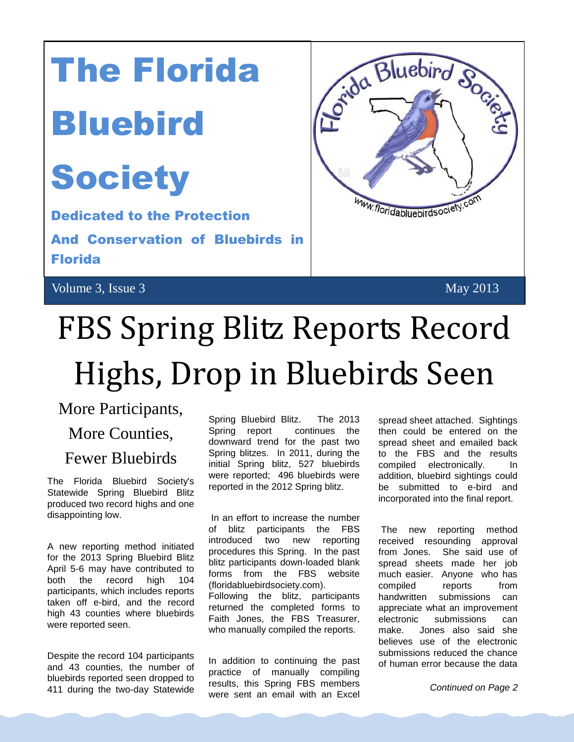# The Florida Bluebird Society

**Dedicated to the Protection And Conservation of Bluebirds in Florida**

Volume 3, Issue 3 May 2013

# FBS Spring Blitz Reports Record Highs, Drop in Bluebirds Seen

## More Participants, More Counties, Fewer Bluebirds

The Florida Bluebird Society's Statewide Spring Bluebird Blitz produced two record highs and one disappointing low.

A new reporting method initiated for the 2013 Spring Bluebird Blitz April 5-6 may have contributed to both the record high 104 participants, which includes reports taken off e-bird, and the record high 43 counties where bluebirds were reported seen.

Despite the record 104 participants and 43 counties, the number of bluebirds reported seen dropped to 411 during the two-day Statewide Spring Bluebird Blitz. The 2013 Spring report continues the downward trend for the past two Spring blitzes. In 2011, during the initial Spring blitz, 527 bluebirds were reported; 496 bluebirds were reported in the 2012 Spring blitz.

In an effort to increase the number of blitz participants the FBS introduced two new reporting procedures this Spring. In the past blitz participants down-loaded blank forms from the FBS website (floridabluebirdsociety.com). Following the blitz, participants returned the completed forms to Faith Jones, the FBS Treasurer, who manually compiled the reports.

In addition to continuing the past practice of manually compiling results, this Spring FBS members were sent an email with an Excel spread sheet attached. Sightings then could be entered on the spread sheet and emailed back to the FBS and the results compiled electronically. In addition, bluebird sightings could be submitted to e-bird and incorporated into the final report.

The new reporting method received resounding approval from Jones. She said use of spread sheets made her job much easier. Anyone who has compiled reports from handwritten submissions can appreciate what an improvement electronic submissions can make. Jones also said she believes use of the electronic submissions reduced the chance of human error because the data

*Continued on Page 2*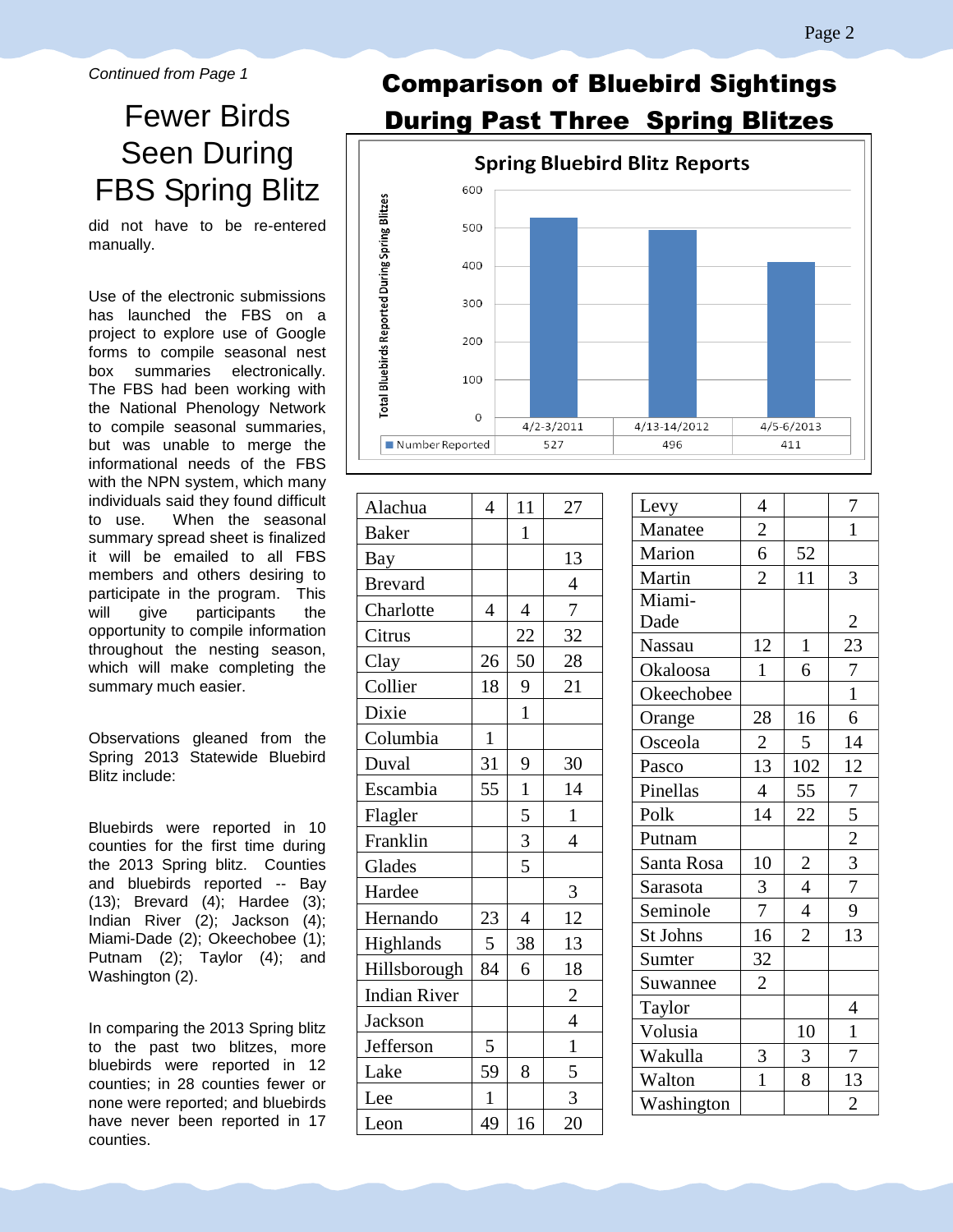*Continued from Page 1*

# Fewer Birds Seen During FBS Spring Blitz

did not have to be re-entered manually.

Use of the electronic submissions has launched the FBS on a project to explore use of Google forms to compile seasonal nest box summaries electronically. The FBS had been working with the National Phenology Network to compile seasonal summaries, but was unable to merge the informational needs of the FBS with the NPN system, which many individuals said they found difficult to use. When the seasonal summary spread sheet is finalized it will be emailed to all FBS members and others desiring to participate in the program. This will give participants the opportunity to compile information throughout the nesting season, which will make completing the summary much easier.

Observations gleaned from the Spring 2013 Statewide Bluebird Blitz include:

Bluebirds were reported in 10 counties for the first time during the 2013 Spring blitz. Counties and bluebirds reported -- Bay (13); Brevard (4); Hardee (3); Indian River (2); Jackson (4); Miami-Dade (2); Okeechobee (1); Putnam (2); Taylor (4); and Washington (2).

In comparing the 2013 Spring blitz to the past two blitzes, more bluebirds were reported in 12 counties; in 28 counties fewer or none were reported; and bluebirds have never been reported in 17 counties.

## Comparison of Bluebird Sightings During Past Three Spring Blitzes

Spring Bluebird Blitz Reports

Total Bluebirds Reported During Spring Blitzes

600
500
400
300
200
100
0

4/2-3/2011
4/13-14/2012
4/5-6/2013

Number Reported
527
496
411

| | | | |
|---|---|---|---|
| Alachua | 4 | 11 | 27 |
| Baker | | 1 | |
| Bay | | | 13 |
| Brevard | | | 4 |
| Charlotte | 4 | 4 | 7 |
| Citrus | | 22 | 32 |
| Clay | 26 | 50 | 28 |
| Collier | 18 | 9 | 21 |
| Dixie | | 1 | |
| Columbia | 1 | | |
| Duval | 31 | 9 | 30 |
| Escambia | 55 | 1 | 14 |
| Flagler | | 5 | 1 |
| Franklin | | 3 | 4 |
| Glades | | 5 | |
| Hardee | | | 3 |
| Hernando | 23 | 4 | 12 |
| Highlands | 5 | 38 | 13 |
| Hillsborough | 84 | 6 | 18 |
| Indian River | | | 2 |
| Jackson | | | 4 |
| Jefferson | 5 | | 1 |
| Lake | 59 | 8 | 5 |
| Lee | 1 | | 3 |
| Leon | 49 | 16 | 20 |

| | | | |
|---|---|---|---|
| Levy | 4 | | 7 |
| Manatee | 2 | | 1 |
| Marion | 6 | 52 | |
| Martin | 2 | 11 | 3 |
| Miami-Dade | | | 2 |
| Nassau | 12 | 1 | 23 |
| Okaloosa | 1 | 6 | 7 |
| Okeechobee | | | 1 |
| Orange | 28 | 16 | 6 |
| Osceola | 2 | 5 | 14 |
| Pasco | 13 | 102 | 12 |
| Pinellas | 4 | 55 | 7 |
| Polk | 14 | 22 | 5 |
| Putnam | | | 2 |
| Santa Rosa | 10 | 2 | 3 |
| Sarasota | 3 | 4 | 7 |
| Seminole | 7 | 4 | 9 |
| St Johns | 16 | 2 | 13 |
| Sumter | 32 | | |
| Suwannee | 2 | | |
| Taylor | | | 4 |
| Volusia | | 10 | 1 |
| Wakulla | 3 | 3 | 7 |
| Walton | 1 | 8 | 13 |
| Washington | | | 2 |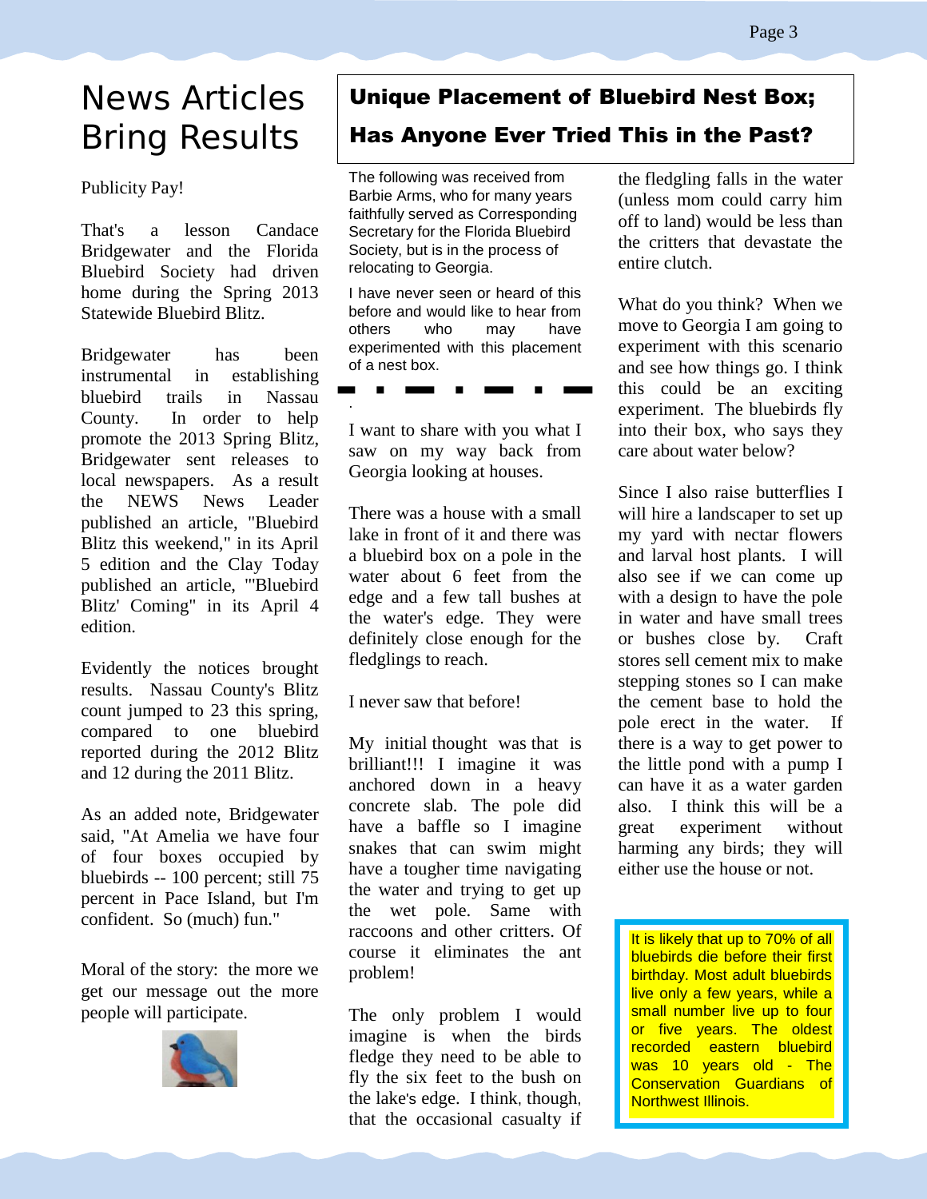# News Articles Bring Results

Publicity Pay!

That's a lesson Candace Bridgewater and the Florida Bluebird Society had driven home during the Spring 2013 Statewide Bluebird Blitz.

Bridgewater has been instrumental in establishing bluebird trails in Nassau County. In order to help promote the 2013 Spring Blitz, Bridgewater sent releases to local newspapers. As a result the NEWS News Leader published an article, "Bluebird Blitz this weekend," in its April 5 edition and the Clay Today published an article, "'Bluebird Blitz' Coming" in its April 4 edition.

Evidently the notices brought results. Nassau County's Blitz count jumped to 23 this spring, compared to one bluebird reported during the 2012 Blitz and 12 during the 2011 Blitz.

As an added note, Bridgewater said, "At Amelia we have four of four boxes occupied by bluebirds -- 100 percent; still 75 percent in Pace Island, but I'm confident. So (much) fun."

Moral of the story: the more we get our message out the more people will participate.

## Unique Placement of Bluebird Nest Box; Has Anyone Ever Tried This in the Past?

The following was received from Barbie Arms, who for many years faithfully served as Corresponding Secretary for the Florida Bluebird Society, but is in the process of relocating to Georgia.

I have never seen or heard of this before and would like to hear from others who may have experimented with this placement of a nest box.

I want to share with you what I saw on my way back from Georgia looking at houses.

There was a house with a small lake in front of it and there was a bluebird box on a pole in the water about 6 feet from the edge and a few tall bushes at the water's edge. They were definitely close enough for the fledglings to reach.

I never saw that before!

My initial thought was that is brilliant!!! I imagine it was anchored down in a heavy concrete slab. The pole did have a baffle so I imagine snakes that can swim might have a tougher time navigating the water and trying to get up the wet pole. Same with raccoons and other critters. Of course it eliminates the ant problem!

The only problem I would imagine is when the birds fledge they need to be able to fly the six feet to the bush on the lake's edge. I think, though, that the occasional casualty if the fledgling falls in the water (unless mom could carry him off to land) would be less than the critters that devastate the entire clutch.

What do you think? When we move to Georgia I am going to experiment with this scenario and see how things go. I think this could be an exciting experiment. The bluebirds fly into their box, who says they care about water below?

Since I also raise butterflies I will hire a landscaper to set up my yard with nectar flowers and larval host plants. I will also see if we can come up with a design to have the pole in water and have small trees or bushes close by. Craft stores sell cement mix to make stepping stones so I can make the cement base to hold the pole erect in the water. If there is a way to get power to the little pond with a pump I can have it as a water garden also. I think this will be a great experiment without harming any birds; they will either use the house or not.

It is likely that up to 70% of all bluebirds die before their first birthday. Most adult bluebirds live only a few years, while a small number live up to four or five years. The oldest recorded eastern bluebird was 10 years old - The Conservation Guardians of Northwest Illinois.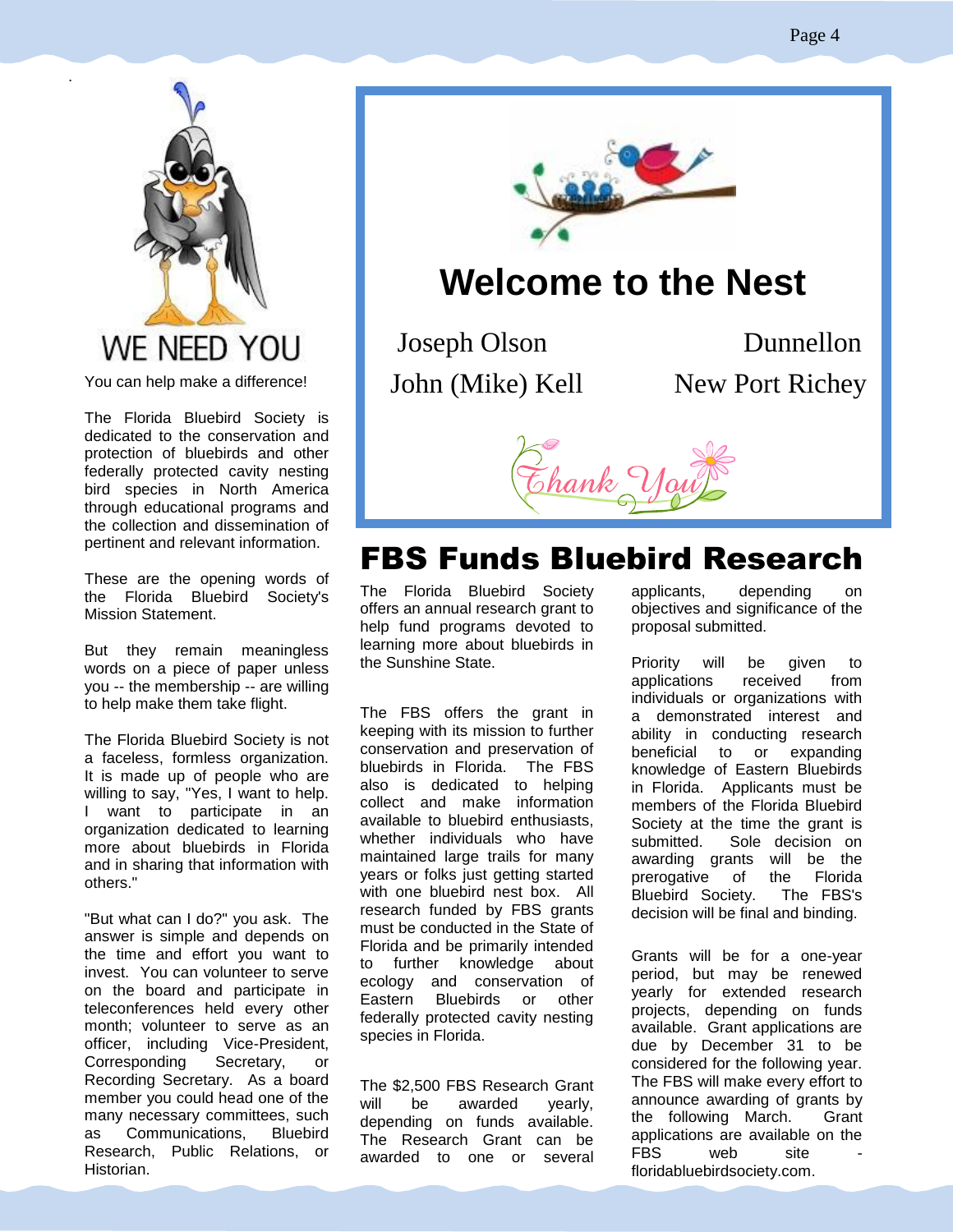# WE NEED YOU

You can help make a difference!

The Florida Bluebird Society is dedicated to the conservation and protection of bluebirds and other federally protected cavity nesting bird species in North America through educational programs and the collection and dissemination of pertinent and relevant information.

These are the opening words of the Florida Bluebird Society's Mission Statement.

But they remain meaningless words on a piece of paper unless you -- the membership -- are willing to help make them take flight.

The Florida Bluebird Society is not a faceless, formless organization. It is made up of people who are willing to say, "Yes, I want to help. I want to participate in an organization dedicated to learning more about bluebirds in Florida and in sharing that information with others."

"But what can I do?" you ask. The answer is simple and depends on the time and effort you want to invest. You can volunteer to serve on the board and participate in teleconferences held every other month; volunteer to serve as an officer, including Vice-President, Corresponding Secretary, or Recording Secretary. As a board member you could head one of the many necessary committees, such as Communications, Bluebird Research, Public Relations, or Historian.

# Welcome to the Nest

| | |
|---|---|
| Joseph Olson | Dunnellon |
| John (Mike) Kell | New Port Richey |

Thank You

# FBS Funds Bluebird Research

The Florida Bluebird Society offers an annual research grant to help fund programs devoted to learning more about bluebirds in the Sunshine State.

The FBS offers the grant in keeping with its mission to further conservation and preservation of bluebirds in Florida. The FBS also is dedicated to helping collect and make information available to bluebird enthusiasts, whether individuals who have maintained large trails for many years or folks just getting started with one bluebird nest box. All research funded by FBS grants must be conducted in the State of Florida and be primarily intended to further knowledge about ecology and conservation of Eastern Bluebirds or other federally protected cavity nesting species in Florida.

The $2,500 FBS Research Grant will be awarded yearly, depending on funds available. The Research Grant can be awarded to one or several applicants, depending on objectives and significance of the proposal submitted.

Priority will be given to applications received from individuals or organizations with a demonstrated interest and ability in conducting research beneficial to or expanding knowledge of Eastern Bluebirds in Florida. Applicants must be members of the Florida Bluebird Society at the time the grant is submitted. Sole decision on awarding grants will be the prerogative of the Florida Bluebird Society. The FBS's decision will be final and binding.

Grants will be for a one-year period, but may be renewed yearly for extended research projects, depending on funds available. Grant applications are due by December 31 to be considered for the following year. The FBS will make every effort to announce awarding of grants by the following March. Grant applications are available on the FBS web site - floridabluebirdsociety.com.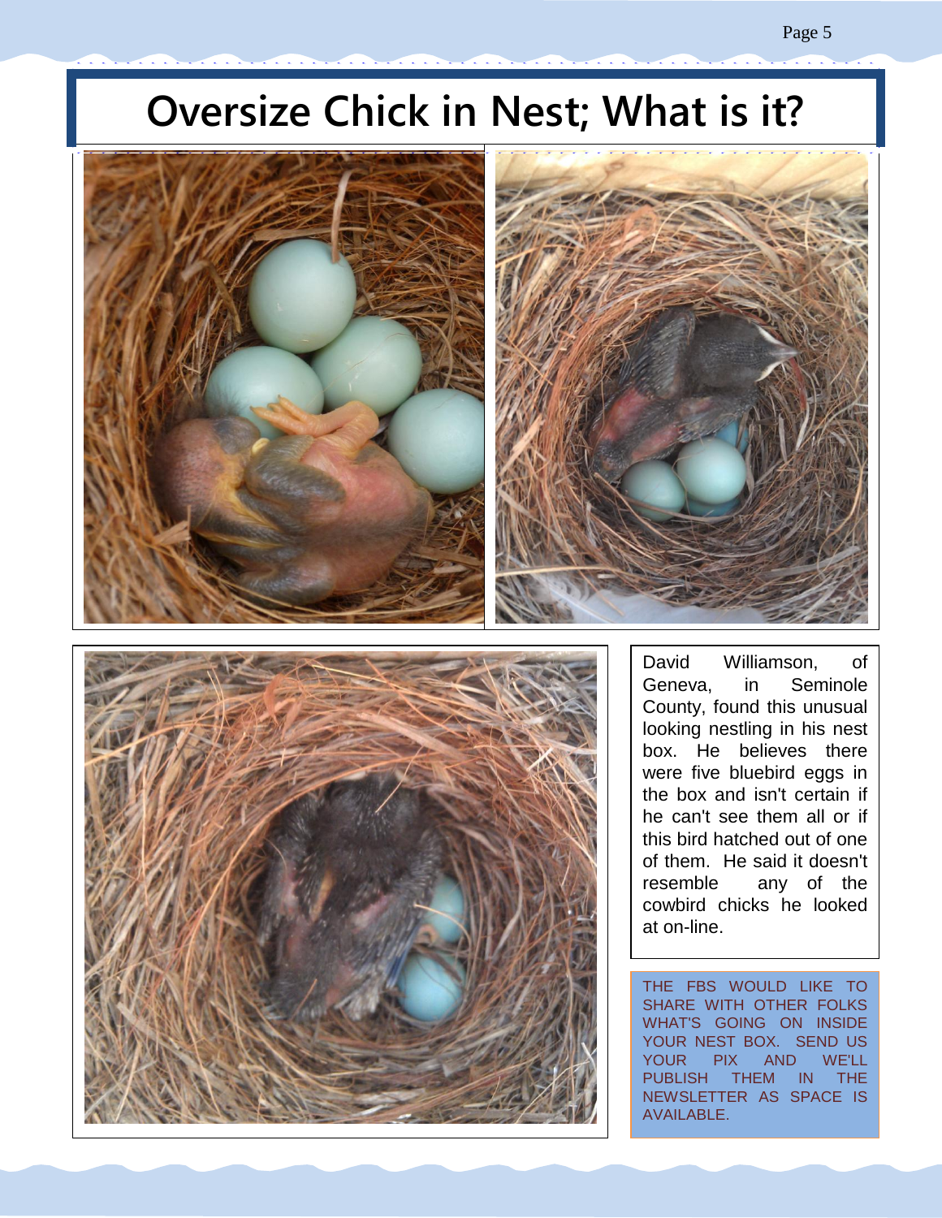# Oversize Chick in Nest; What is it?

David Williamson, of Geneva, in Seminole County, found this unusual looking nestling in his nest box. He believes there were five bluebird eggs in the box and isn't certain if he can't see them all or if this bird hatched out of one of them. He said it doesn't resemble any of the cowbird chicks he looked at on-line.

THE FBS WOULD LIKE TO SHARE WITH OTHER FOLKS WHAT'S GOING ON INSIDE YOUR NEST BOX. SEND US YOUR PIX AND WE'LL PUBLISH THEM IN THE NEWSLETTER AS SPACE IS AVAILABLE.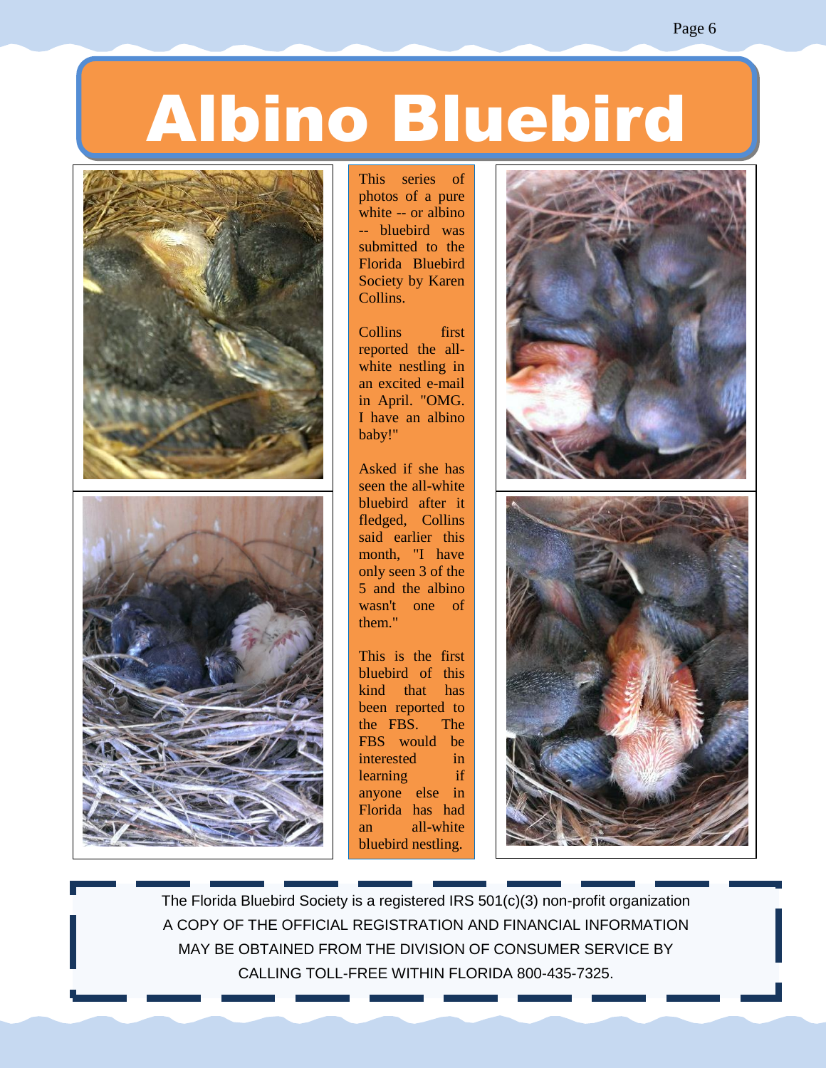# Albino Bluebird

This series of photos of a pure white -- or albino -- bluebird was submitted to the Florida Bluebird Society by Karen Collins.

Collins first reported the all-white nestling in an excited e-mail in April. "OMG. I have an albino baby!"

Asked if she has seen the all-white bluebird after it fledged, Collins said earlier this month, "I have only seen 3 of the 5 and the albino wasn't one of them."

This is the first bluebird of this kind that has been reported to the FBS. The FBS would be interested in learning if anyone else in Florida has had an all-white bluebird nestling.

The Florida Bluebird Society is a registered IRS 501(c)(3) non-profit organization
A COPY OF THE OFFICIAL REGISTRATION AND FINANCIAL INFORMATION
MAY BE OBTAINED FROM THE DIVISION OF CONSUMER SERVICE BY
CALLING TOLL-FREE WITHIN FLORIDA 800-435-7325.